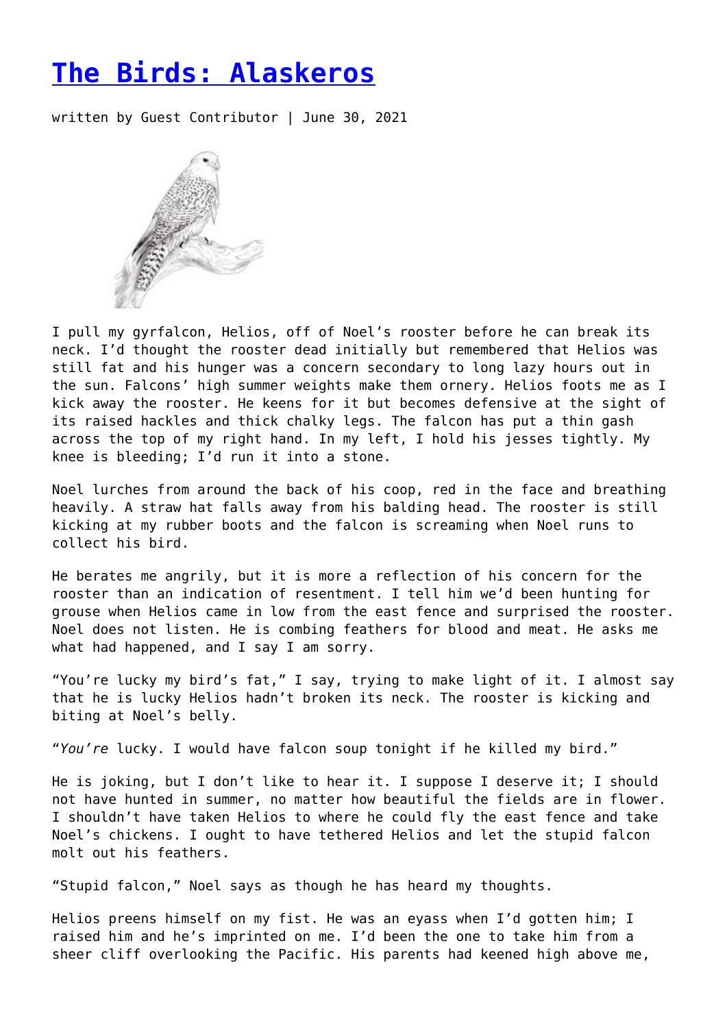# [The Birds: Alaskeros]()

written by Guest Contributor | June 30, 2021

I pull my gyrfalcon, Helios, off of Noel's rooster before he can break its neck. I'd thought the rooster dead initially but remembered that Helios was still fat and his hunger was a concern secondary to long lazy hours out in the sun. Falcons' high summer weights make them ornery. Helios foots me as I kick away the rooster. He keens for it but becomes defensive at the sight of its raised hackles and thick chalky legs. The falcon has put a thin gash across the top of my right hand. In my left, I hold his jesses tightly. My knee is bleeding; I'd run it into a stone.

Noel lurches from around the back of his coop, red in the face and breathing heavily. A straw hat falls away from his balding head. The rooster is still kicking at my rubber boots and the falcon is screaming when Noel runs to collect his bird.

He berates me angrily, but it is more a reflection of his concern for the rooster than an indication of resentment. I tell him we'd been hunting for grouse when Helios came in low from the east fence and surprised the rooster. Noel does not listen. He is combing feathers for blood and meat. He asks me what had happened, and I say I am sorry.

"You're lucky my bird's fat," I say, trying to make light of it. I almost say that he is lucky Helios hadn't broken its neck. The rooster is kicking and biting at Noel's belly.

"*You're* lucky. I would have falcon soup tonight if he killed my bird."

He is joking, but I don't like to hear it. I suppose I deserve it; I should not have hunted in summer, no matter how beautiful the fields are in flower. I shouldn't have taken Helios to where he could fly the east fence and take Noel's chickens. I ought to have tethered Helios and let the stupid falcon molt out his feathers.

"Stupid falcon," Noel says as though he has heard my thoughts.

Helios preens himself on my fist. He was an eyass when I'd gotten him; I raised him and he's imprinted on me. I'd been the one to take him from a sheer cliff overlooking the Pacific. His parents had keened high above me,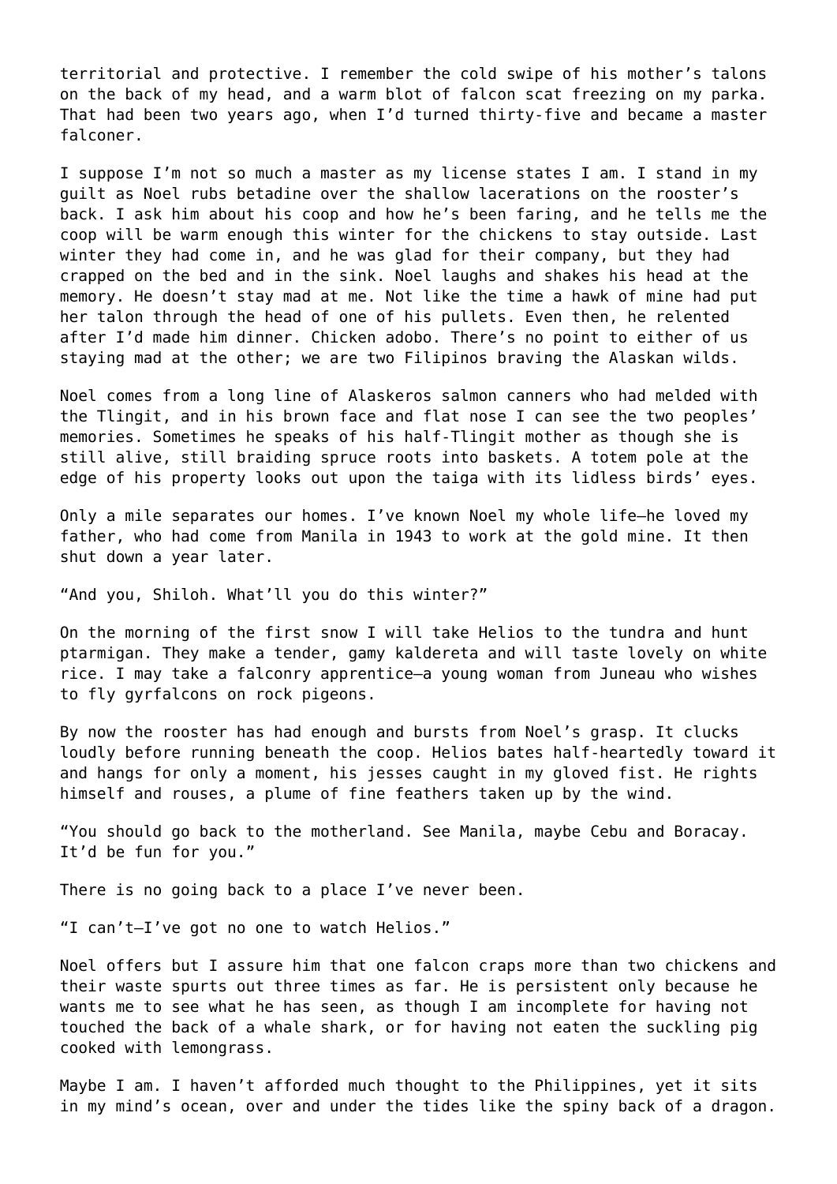territorial and protective. I remember the cold swipe of his mother's talons on the back of my head, and a warm blot of falcon scat freezing on my parka. That had been two years ago, when I'd turned thirty-five and became a master falconer.

I suppose I'm not so much a master as my license states I am. I stand in my guilt as Noel rubs betadine over the shallow lacerations on the rooster's back. I ask him about his coop and how he's been faring, and he tells me the coop will be warm enough this winter for the chickens to stay outside. Last winter they had come in, and he was glad for their company, but they had crapped on the bed and in the sink. Noel laughs and shakes his head at the memory. He doesn't stay mad at me. Not like the time a hawk of mine had put her talon through the head of one of his pullets. Even then, he relented after I'd made him dinner. Chicken adobo. There's no point to either of us staying mad at the other; we are two Filipinos braving the Alaskan wilds.

Noel comes from a long line of Alaskeros salmon canners who had melded with the Tlingit, and in his brown face and flat nose I can see the two peoples' memories. Sometimes he speaks of his half-Tlingit mother as though she is still alive, still braiding spruce roots into baskets. A totem pole at the edge of his property looks out upon the taiga with its lidless birds' eyes.

Only a mile separates our homes. I've known Noel my whole life—he loved my father, who had come from Manila in 1943 to work at the gold mine. It then shut down a year later.

"And you, Shiloh. What'll you do this winter?"

On the morning of the first snow I will take Helios to the tundra and hunt ptarmigan. They make a tender, gamy kaldereta and will taste lovely on white rice. I may take a falconry apprentice—a young woman from Juneau who wishes to fly gyrfalcons on rock pigeons.

By now the rooster has had enough and bursts from Noel's grasp. It clucks loudly before running beneath the coop. Helios bates half-heartedly toward it and hangs for only a moment, his jesses caught in my gloved fist. He rights himself and rouses, a plume of fine feathers taken up by the wind.

"You should go back to the motherland. See Manila, maybe Cebu and Boracay. It'd be fun for you."

There is no going back to a place I've never been.

"I can't—I've got no one to watch Helios."

Noel offers but I assure him that one falcon craps more than two chickens and their waste spurts out three times as far. He is persistent only because he wants me to see what he has seen, as though I am incomplete for having not touched the back of a whale shark, or for having not eaten the suckling pig cooked with lemongrass.

Maybe I am. I haven't afforded much thought to the Philippines, yet it sits in my mind's ocean, over and under the tides like the spiny back of a dragon.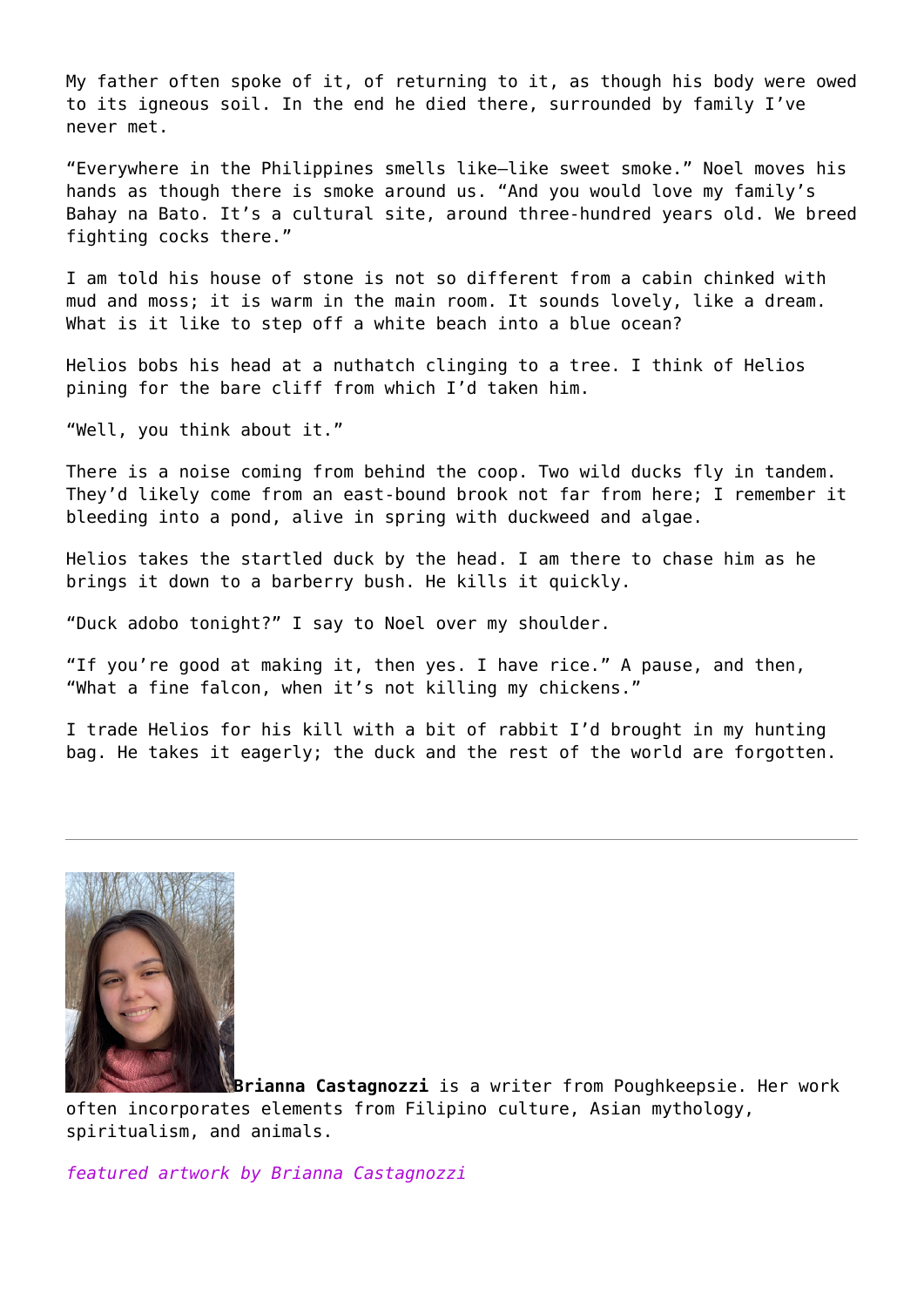My father often spoke of it, of returning to it, as though his body were owed to its igneous soil. In the end he died there, surrounded by family I've never met.

"Everywhere in the Philippines smells like—like sweet smoke." Noel moves his hands as though there is smoke around us. "And you would love my family's Bahay na Bato. It's a cultural site, around three-hundred years old. We breed fighting cocks there."

I am told his house of stone is not so different from a cabin chinked with mud and moss; it is warm in the main room. It sounds lovely, like a dream. What is it like to step off a white beach into a blue ocean?

Helios bobs his head at a nuthatch clinging to a tree. I think of Helios pining for the bare cliff from which I'd taken him.

"Well, you think about it."

There is a noise coming from behind the coop. Two wild ducks fly in tandem. They'd likely come from an east-bound brook not far from here; I remember it bleeding into a pond, alive in spring with duckweed and algae.

Helios takes the startled duck by the head. I am there to chase him as he brings it down to a barberry bush. He kills it quickly.

"Duck adobo tonight?" I say to Noel over my shoulder.

"If you're good at making it, then yes. I have rice." A pause, and then, "What a fine falcon, when it's not killing my chickens."

I trade Helios for his kill with a bit of rabbit I'd brought in my hunting bag. He takes it eagerly; the duck and the rest of the world are forgotten.

---

**Brianna Castagnozzi** is a writer from Poughkeepsie. Her work often incorporates elements from Filipino culture, Asian mythology, spiritualism, and animals.

*featured artwork by Brianna Castagnozzi*